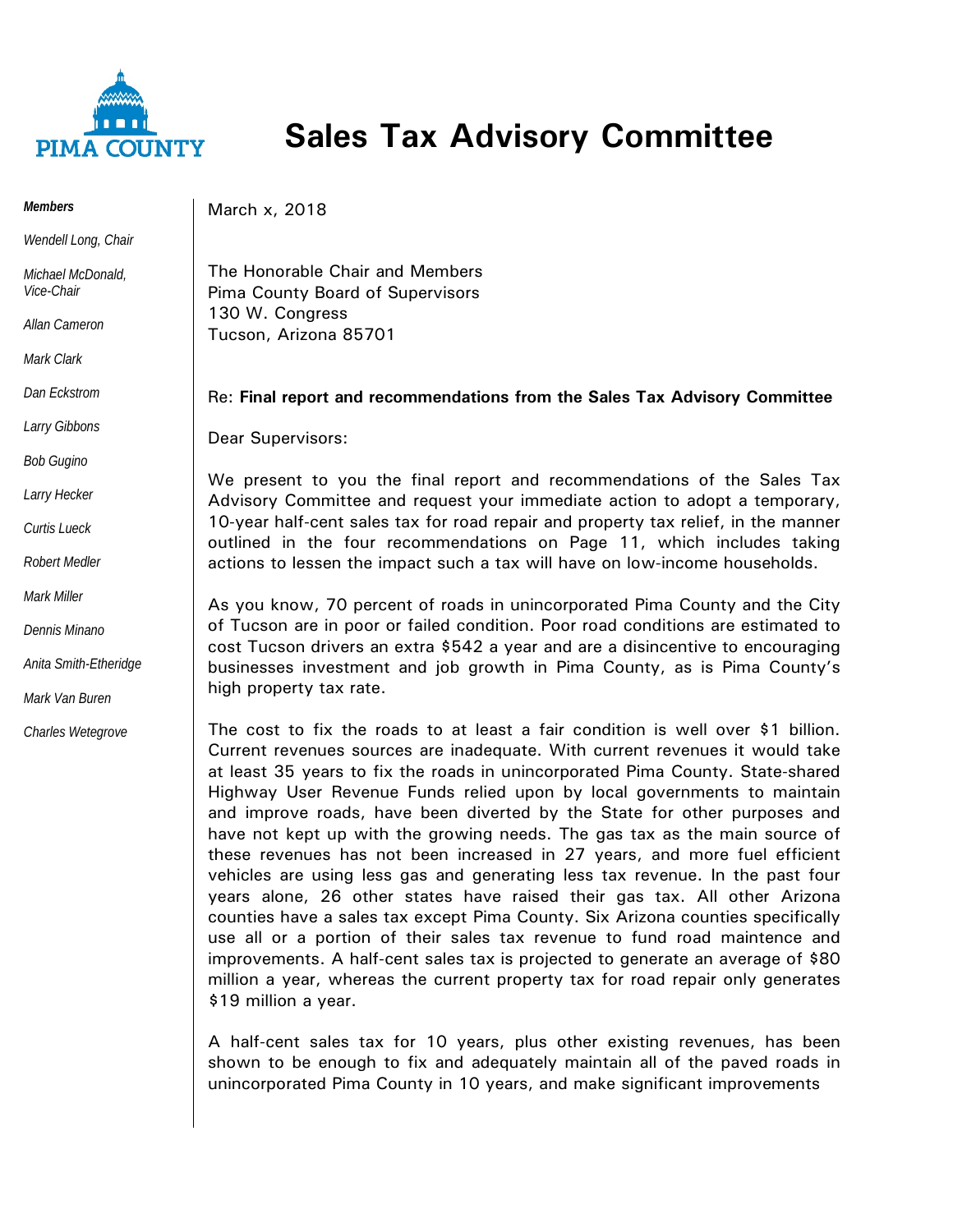PIMA COUNTY

# Sales Tax Advisory Committee

***Members***

*Wendell Long, Chair*

*Michael McDonald, Vice-Chair*

*Allan Cameron*

*Mark Clark*

*Dan Eckstrom*

*Larry Gibbons*

*Bob Gugino*

*Larry Hecker*

*Curtis Lueck*

*Robert Medler*

*Mark Miller*

*Dennis Minano*

*Anita Smith-Etheridge*

*Mark Van Buren*

*Charles Wetegrove*

March x, 2018

The Honorable Chair and Members
Pima County Board of Supervisors
130 W. Congress
Tucson, Arizona 85701

Re: **Final report and recommendations from the Sales Tax Advisory Committee**

Dear Supervisors:

We present to you the final report and recommendations of the Sales Tax Advisory Committee and request your immediate action to adopt a temporary, 10-year half-cent sales tax for road repair and property tax relief, in the manner outlined in the four recommendations on Page 11, which includes taking actions to lessen the impact such a tax will have on low-income households.

As you know, 70 percent of roads in unincorporated Pima County and the City of Tucson are in poor or failed condition. Poor road conditions are estimated to cost Tucson drivers an extra $542 a year and are a disincentive to encouraging businesses investment and job growth in Pima County, as is Pima County's high property tax rate.

The cost to fix the roads to at least a fair condition is well over $1 billion. Current revenues sources are inadequate. With current revenues it would take at least 35 years to fix the roads in unincorporated Pima County. State-shared Highway User Revenue Funds relied upon by local governments to maintain and improve roads, have been diverted by the State for other purposes and have not kept up with the growing needs. The gas tax as the main source of these revenues has not been increased in 27 years, and more fuel efficient vehicles are using less gas and generating less tax revenue. In the past four years alone, 26 other states have raised their gas tax. All other Arizona counties have a sales tax except Pima County. Six Arizona counties specifically use all or a portion of their sales tax revenue to fund road maintence and improvements. A half-cent sales tax is projected to generate an average of $80 million a year, whereas the current property tax for road repair only generates $19 million a year.

A half-cent sales tax for 10 years, plus other existing revenues, has been shown to be enough to fix and adequately maintain all of the paved roads in unincorporated Pima County in 10 years, and make significant improvements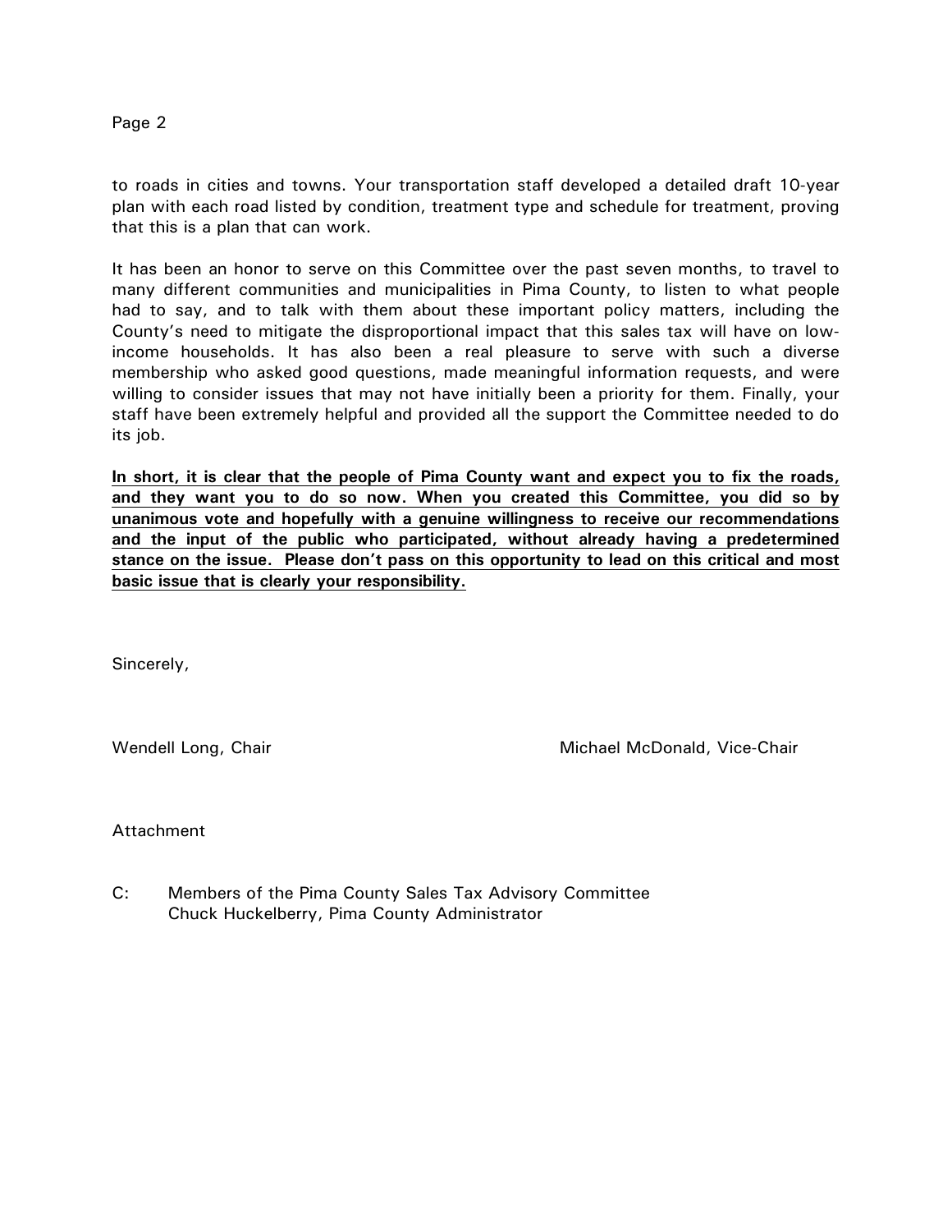to roads in cities and towns. Your transportation staff developed a detailed draft 10-year plan with each road listed by condition, treatment type and schedule for treatment, proving that this is a plan that can work.

It has been an honor to serve on this Committee over the past seven months, to travel to many different communities and municipalities in Pima County, to listen to what people had to say, and to talk with them about these important policy matters, including the County's need to mitigate the disproportional impact that this sales tax will have on low-income households. It has also been a real pleasure to serve with such a diverse membership who asked good questions, made meaningful information requests, and were willing to consider issues that may not have initially been a priority for them. Finally, your staff have been extremely helpful and provided all the support the Committee needed to do its job.

**In short, it is clear that the people of Pima County want and expect you to fix the roads, and they want you to do so now. When you created this Committee, you did so by unanimous vote and hopefully with a genuine willingness to receive our recommendations and the input of the public who participated, without already having a predetermined stance on the issue. Please don't pass on this opportunity to lead on this critical and most basic issue that is clearly your responsibility.**

Sincerely,

Wendell Long, Chair

Michael McDonald, Vice-Chair

Attachment

C: Members of the Pima County Sales Tax Advisory Committee
Chuck Huckelberry, Pima County Administrator